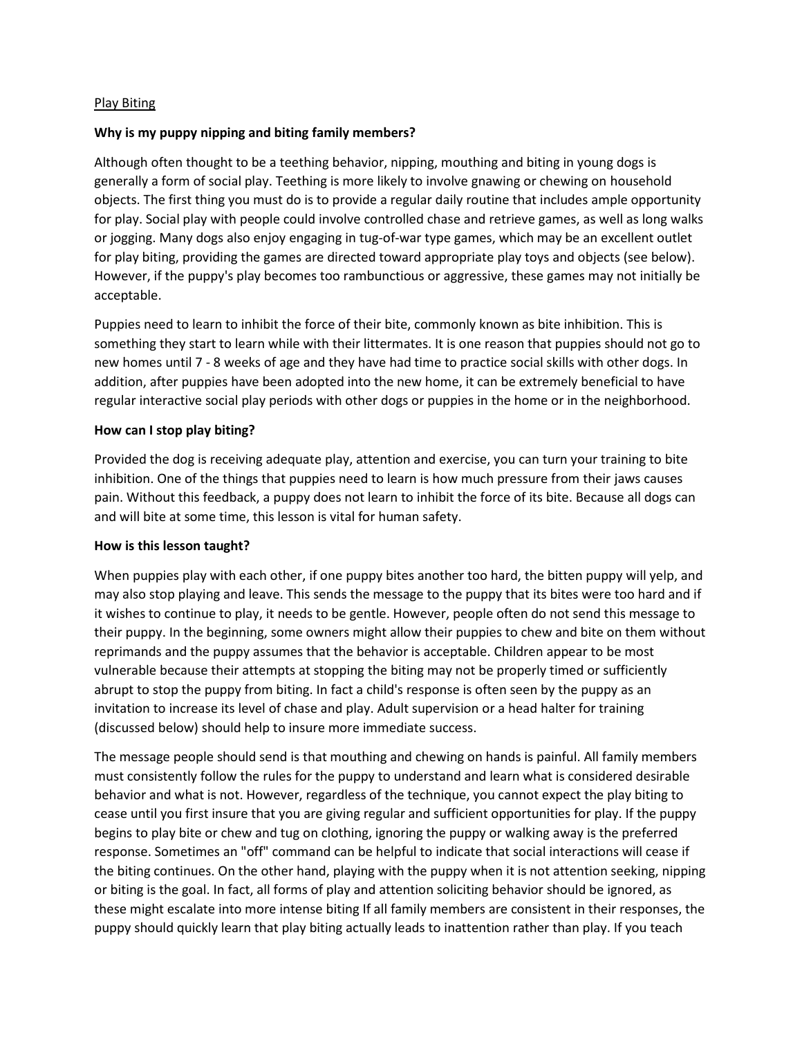<u>Play Biting</u>

**Why is my puppy nipping and biting family members?**

Although often thought to be a teething behavior, nipping, mouthing and biting in young dogs is generally a form of social play. Teething is more likely to involve gnawing or chewing on household objects. The first thing you must do is to provide a regular daily routine that includes ample opportunity for play. Social play with people could involve controlled chase and retrieve games, as well as long walks or jogging. Many dogs also enjoy engaging in tug-of-war type games, which may be an excellent outlet for play biting, providing the games are directed toward appropriate play toys and objects (see below). However, if the puppy's play becomes too rambunctious or aggressive, these games may not initially be acceptable.

Puppies need to learn to inhibit the force of their bite, commonly known as bite inhibition. This is something they start to learn while with their littermates. It is one reason that puppies should not go to new homes until 7 - 8 weeks of age and they have had time to practice social skills with other dogs. In addition, after puppies have been adopted into the new home, it can be extremely beneficial to have regular interactive social play periods with other dogs or puppies in the home or in the neighborhood.

**How can I stop play biting?**

Provided the dog is receiving adequate play, attention and exercise, you can turn your training to bite inhibition. One of the things that puppies need to learn is how much pressure from their jaws causes pain. Without this feedback, a puppy does not learn to inhibit the force of its bite. Because all dogs can and will bite at some time, this lesson is vital for human safety.

**How is this lesson taught?**

When puppies play with each other, if one puppy bites another too hard, the bitten puppy will yelp, and may also stop playing and leave. This sends the message to the puppy that its bites were too hard and if it wishes to continue to play, it needs to be gentle. However, people often do not send this message to their puppy. In the beginning, some owners might allow their puppies to chew and bite on them without reprimands and the puppy assumes that the behavior is acceptable. Children appear to be most vulnerable because their attempts at stopping the biting may not be properly timed or sufficiently abrupt to stop the puppy from biting. In fact a child's response is often seen by the puppy as an invitation to increase its level of chase and play. Adult supervision or a head halter for training (discussed below) should help to insure more immediate success.

The message people should send is that mouthing and chewing on hands is painful. All family members must consistently follow the rules for the puppy to understand and learn what is considered desirable behavior and what is not. However, regardless of the technique, you cannot expect the play biting to cease until you first insure that you are giving regular and sufficient opportunities for play. If the puppy begins to play bite or chew and tug on clothing, ignoring the puppy or walking away is the preferred response. Sometimes an "off" command can be helpful to indicate that social interactions will cease if the biting continues. On the other hand, playing with the puppy when it is not attention seeking, nipping or biting is the goal. In fact, all forms of play and attention soliciting behavior should be ignored, as these might escalate into more intense biting If all family members are consistent in their responses, the puppy should quickly learn that play biting actually leads to inattention rather than play. If you teach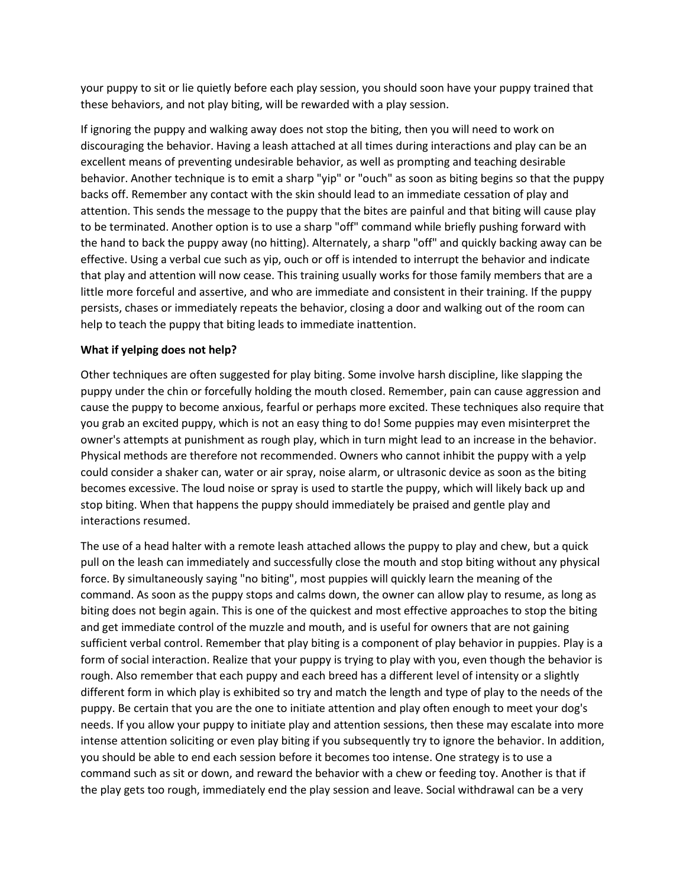your puppy to sit or lie quietly before each play session, you should soon have your puppy trained that these behaviors, and not play biting, will be rewarded with a play session.

If ignoring the puppy and walking away does not stop the biting, then you will need to work on discouraging the behavior. Having a leash attached at all times during interactions and play can be an excellent means of preventing undesirable behavior, as well as prompting and teaching desirable behavior. Another technique is to emit a sharp "yip" or "ouch" as soon as biting begins so that the puppy backs off. Remember any contact with the skin should lead to an immediate cessation of play and attention. This sends the message to the puppy that the bites are painful and that biting will cause play to be terminated. Another option is to use a sharp "off" command while briefly pushing forward with the hand to back the puppy away (no hitting). Alternately, a sharp "off" and quickly backing away can be effective. Using a verbal cue such as yip, ouch or off is intended to interrupt the behavior and indicate that play and attention will now cease. This training usually works for those family members that are a little more forceful and assertive, and who are immediate and consistent in their training. If the puppy persists, chases or immediately repeats the behavior, closing a door and walking out of the room can help to teach the puppy that biting leads to immediate inattention.

**What if yelping does not help?**

Other techniques are often suggested for play biting. Some involve harsh discipline, like slapping the puppy under the chin or forcefully holding the mouth closed. Remember, pain can cause aggression and cause the puppy to become anxious, fearful or perhaps more excited. These techniques also require that you grab an excited puppy, which is not an easy thing to do! Some puppies may even misinterpret the owner's attempts at punishment as rough play, which in turn might lead to an increase in the behavior. Physical methods are therefore not recommended. Owners who cannot inhibit the puppy with a yelp could consider a shaker can, water or air spray, noise alarm, or ultrasonic device as soon as the biting becomes excessive. The loud noise or spray is used to startle the puppy, which will likely back up and stop biting. When that happens the puppy should immediately be praised and gentle play and interactions resumed.

The use of a head halter with a remote leash attached allows the puppy to play and chew, but a quick pull on the leash can immediately and successfully close the mouth and stop biting without any physical force. By simultaneously saying "no biting", most puppies will quickly learn the meaning of the command. As soon as the puppy stops and calms down, the owner can allow play to resume, as long as biting does not begin again. This is one of the quickest and most effective approaches to stop the biting and get immediate control of the muzzle and mouth, and is useful for owners that are not gaining sufficient verbal control. Remember that play biting is a component of play behavior in puppies. Play is a form of social interaction. Realize that your puppy is trying to play with you, even though the behavior is rough. Also remember that each puppy and each breed has a different level of intensity or a slightly different form in which play is exhibited so try and match the length and type of play to the needs of the puppy. Be certain that you are the one to initiate attention and play often enough to meet your dog's needs. If you allow your puppy to initiate play and attention sessions, then these may escalate into more intense attention soliciting or even play biting if you subsequently try to ignore the behavior. In addition, you should be able to end each session before it becomes too intense. One strategy is to use a command such as sit or down, and reward the behavior with a chew or feeding toy. Another is that if the play gets too rough, immediately end the play session and leave. Social withdrawal can be a very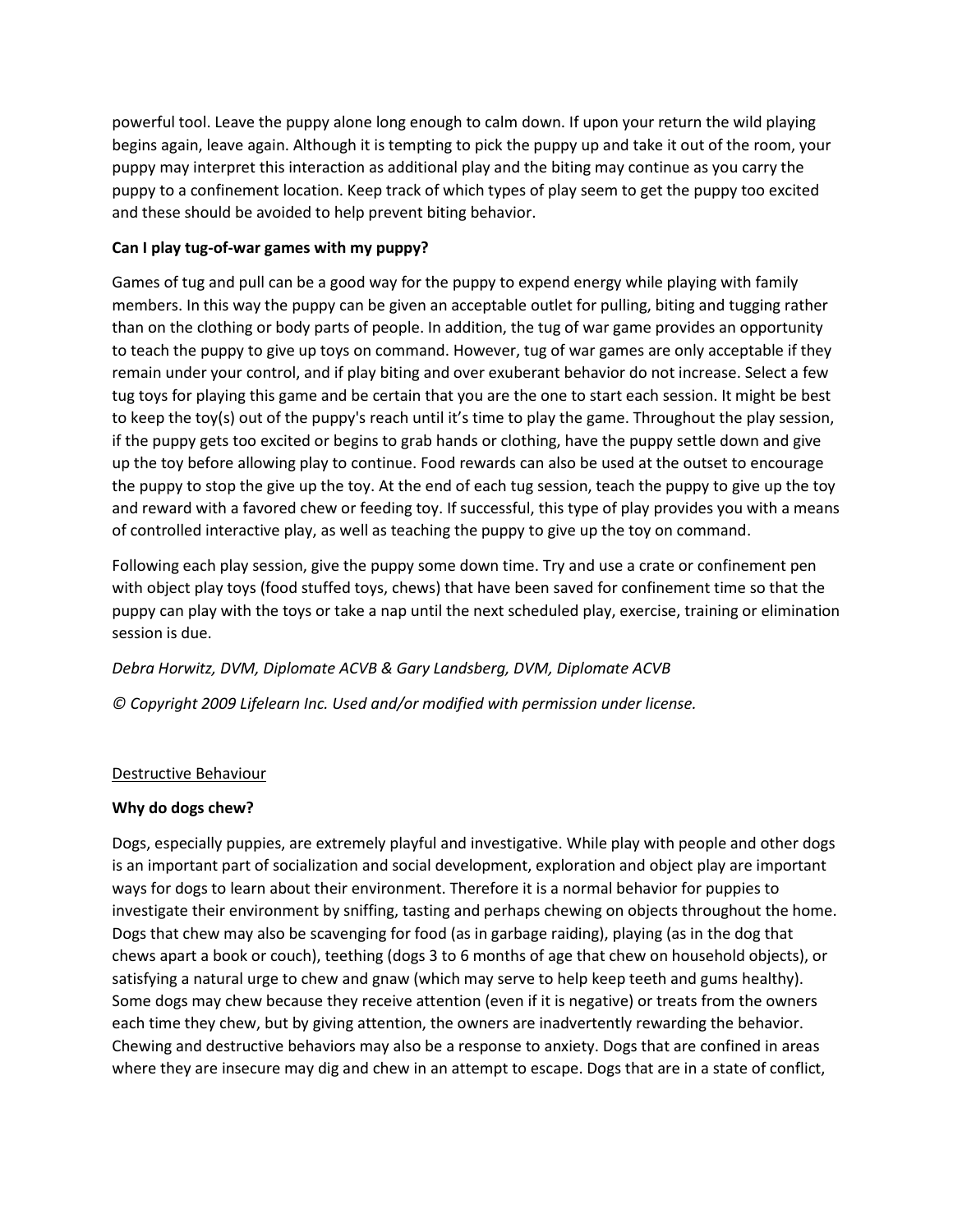powerful tool. Leave the puppy alone long enough to calm down. If upon your return the wild playing begins again, leave again. Although it is tempting to pick the puppy up and take it out of the room, your puppy may interpret this interaction as additional play and the biting may continue as you carry the puppy to a confinement location. Keep track of which types of play seem to get the puppy too excited and these should be avoided to help prevent biting behavior.

**Can I play tug-of-war games with my puppy?**

Games of tug and pull can be a good way for the puppy to expend energy while playing with family members. In this way the puppy can be given an acceptable outlet for pulling, biting and tugging rather than on the clothing or body parts of people. In addition, the tug of war game provides an opportunity to teach the puppy to give up toys on command. However, tug of war games are only acceptable if they remain under your control, and if play biting and over exuberant behavior do not increase. Select a few tug toys for playing this game and be certain that you are the one to start each session. It might be best to keep the toy(s) out of the puppy's reach until it's time to play the game. Throughout the play session, if the puppy gets too excited or begins to grab hands or clothing, have the puppy settle down and give up the toy before allowing play to continue. Food rewards can also be used at the outset to encourage the puppy to stop the give up the toy. At the end of each tug session, teach the puppy to give up the toy and reward with a favored chew or feeding toy. If successful, this type of play provides you with a means of controlled interactive play, as well as teaching the puppy to give up the toy on command.

Following each play session, give the puppy some down time. Try and use a crate or confinement pen with object play toys (food stuffed toys, chews) that have been saved for confinement time so that the puppy can play with the toys or take a nap until the next scheduled play, exercise, training or elimination session is due.

*Debra Horwitz, DVM, Diplomate ACVB & Gary Landsberg, DVM, Diplomate ACVB*

*© Copyright 2009 Lifelearn Inc. Used and/or modified with permission under license.*

## Destructive Behaviour

**Why do dogs chew?**

Dogs, especially puppies, are extremely playful and investigative. While play with people and other dogs is an important part of socialization and social development, exploration and object play are important ways for dogs to learn about their environment. Therefore it is a normal behavior for puppies to investigate their environment by sniffing, tasting and perhaps chewing on objects throughout the home. Dogs that chew may also be scavenging for food (as in garbage raiding), playing (as in the dog that chews apart a book or couch), teething (dogs 3 to 6 months of age that chew on household objects), or satisfying a natural urge to chew and gnaw (which may serve to help keep teeth and gums healthy). Some dogs may chew because they receive attention (even if it is negative) or treats from the owners each time they chew, but by giving attention, the owners are inadvertently rewarding the behavior. Chewing and destructive behaviors may also be a response to anxiety. Dogs that are confined in areas where they are insecure may dig and chew in an attempt to escape. Dogs that are in a state of conflict,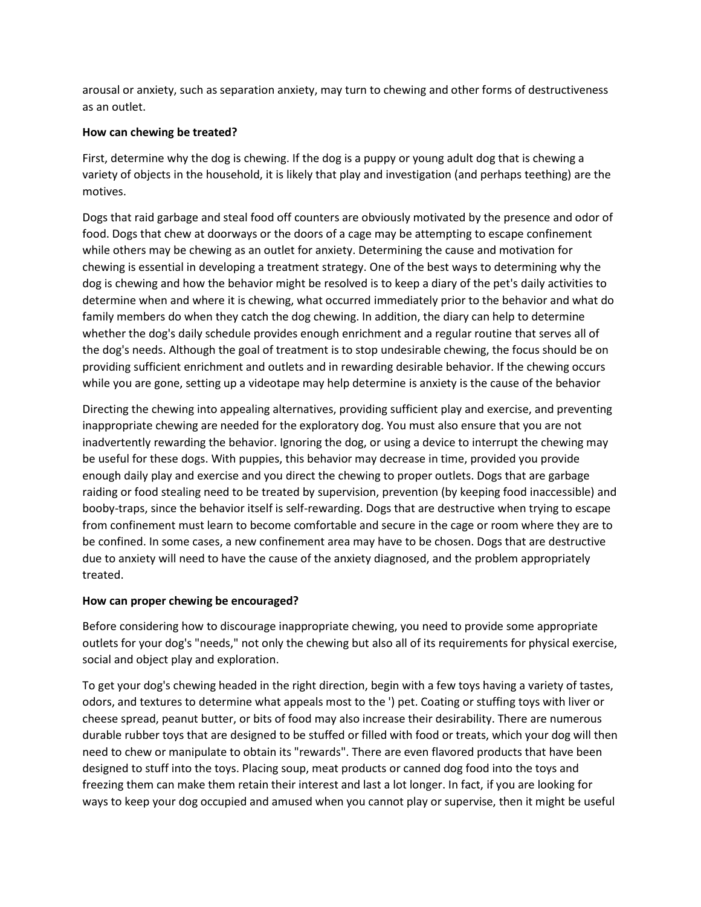arousal or anxiety, such as separation anxiety, may turn to chewing and other forms of destructiveness as an outlet.

**How can chewing be treated?**

First, determine why the dog is chewing. If the dog is a puppy or young adult dog that is chewing a variety of objects in the household, it is likely that play and investigation (and perhaps teething) are the motives.

Dogs that raid garbage and steal food off counters are obviously motivated by the presence and odor of food. Dogs that chew at doorways or the doors of a cage may be attempting to escape confinement while others may be chewing as an outlet for anxiety. Determining the cause and motivation for chewing is essential in developing a treatment strategy. One of the best ways to determining why the dog is chewing and how the behavior might be resolved is to keep a diary of the pet's daily activities to determine when and where it is chewing, what occurred immediately prior to the behavior and what do family members do when they catch the dog chewing. In addition, the diary can help to determine whether the dog's daily schedule provides enough enrichment and a regular routine that serves all of the dog's needs. Although the goal of treatment is to stop undesirable chewing, the focus should be on providing sufficient enrichment and outlets and in rewarding desirable behavior. If the chewing occurs while you are gone, setting up a videotape may help determine is anxiety is the cause of the behavior

Directing the chewing into appealing alternatives, providing sufficient play and exercise, and preventing inappropriate chewing are needed for the exploratory dog. You must also ensure that you are not inadvertently rewarding the behavior. Ignoring the dog, or using a device to interrupt the chewing may be useful for these dogs. With puppies, this behavior may decrease in time, provided you provide enough daily play and exercise and you direct the chewing to proper outlets. Dogs that are garbage raiding or food stealing need to be treated by supervision, prevention (by keeping food inaccessible) and booby-traps, since the behavior itself is self-rewarding. Dogs that are destructive when trying to escape from confinement must learn to become comfortable and secure in the cage or room where they are to be confined. In some cases, a new confinement area may have to be chosen. Dogs that are destructive due to anxiety will need to have the cause of the anxiety diagnosed, and the problem appropriately treated.

**How can proper chewing be encouraged?**

Before considering how to discourage inappropriate chewing, you need to provide some appropriate outlets for your dog's "needs," not only the chewing but also all of its requirements for physical exercise, social and object play and exploration.

To get your dog's chewing headed in the right direction, begin with a few toys having a variety of tastes, odors, and textures to determine what appeals most to the ') pet. Coating or stuffing toys with liver or cheese spread, peanut butter, or bits of food may also increase their desirability. There are numerous durable rubber toys that are designed to be stuffed or filled with food or treats, which your dog will then need to chew or manipulate to obtain its "rewards". There are even flavored products that have been designed to stuff into the toys. Placing soup, meat products or canned dog food into the toys and freezing them can make them retain their interest and last a lot longer. In fact, if you are looking for ways to keep your dog occupied and amused when you cannot play or supervise, then it might be useful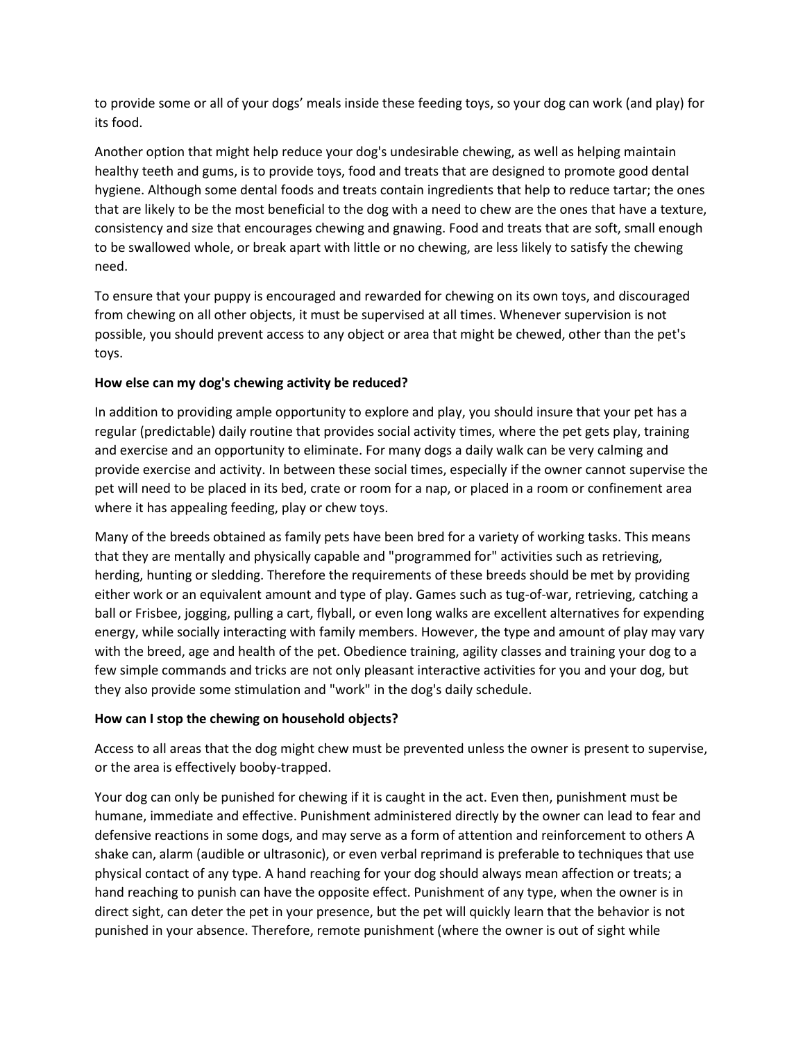to provide some or all of your dogs' meals inside these feeding toys, so your dog can work (and play) for its food.

Another option that might help reduce your dog's undesirable chewing, as well as helping maintain healthy teeth and gums, is to provide toys, food and treats that are designed to promote good dental hygiene. Although some dental foods and treats contain ingredients that help to reduce tartar; the ones that are likely to be the most beneficial to the dog with a need to chew are the ones that have a texture, consistency and size that encourages chewing and gnawing. Food and treats that are soft, small enough to be swallowed whole, or break apart with little or no chewing, are less likely to satisfy the chewing need.

To ensure that your puppy is encouraged and rewarded for chewing on its own toys, and discouraged from chewing on all other objects, it must be supervised at all times. Whenever supervision is not possible, you should prevent access to any object or area that might be chewed, other than the pet's toys.

**How else can my dog's chewing activity be reduced?**

In addition to providing ample opportunity to explore and play, you should insure that your pet has a regular (predictable) daily routine that provides social activity times, where the pet gets play, training and exercise and an opportunity to eliminate. For many dogs a daily walk can be very calming and provide exercise and activity. In between these social times, especially if the owner cannot supervise the pet will need to be placed in its bed, crate or room for a nap, or placed in a room or confinement area where it has appealing feeding, play or chew toys.

Many of the breeds obtained as family pets have been bred for a variety of working tasks. This means that they are mentally and physically capable and "programmed for" activities such as retrieving, herding, hunting or sledding. Therefore the requirements of these breeds should be met by providing either work or an equivalent amount and type of play. Games such as tug-of-war, retrieving, catching a ball or Frisbee, jogging, pulling a cart, flyball, or even long walks are excellent alternatives for expending energy, while socially interacting with family members. However, the type and amount of play may vary with the breed, age and health of the pet. Obedience training, agility classes and training your dog to a few simple commands and tricks are not only pleasant interactive activities for you and your dog, but they also provide some stimulation and "work" in the dog's daily schedule.

**How can I stop the chewing on household objects?**

Access to all areas that the dog might chew must be prevented unless the owner is present to supervise, or the area is effectively booby-trapped.

Your dog can only be punished for chewing if it is caught in the act. Even then, punishment must be humane, immediate and effective. Punishment administered directly by the owner can lead to fear and defensive reactions in some dogs, and may serve as a form of attention and reinforcement to others A shake can, alarm (audible or ultrasonic), or even verbal reprimand is preferable to techniques that use physical contact of any type. A hand reaching for your dog should always mean affection or treats; a hand reaching to punish can have the opposite effect. Punishment of any type, when the owner is in direct sight, can deter the pet in your presence, but the pet will quickly learn that the behavior is not punished in your absence. Therefore, remote punishment (where the owner is out of sight while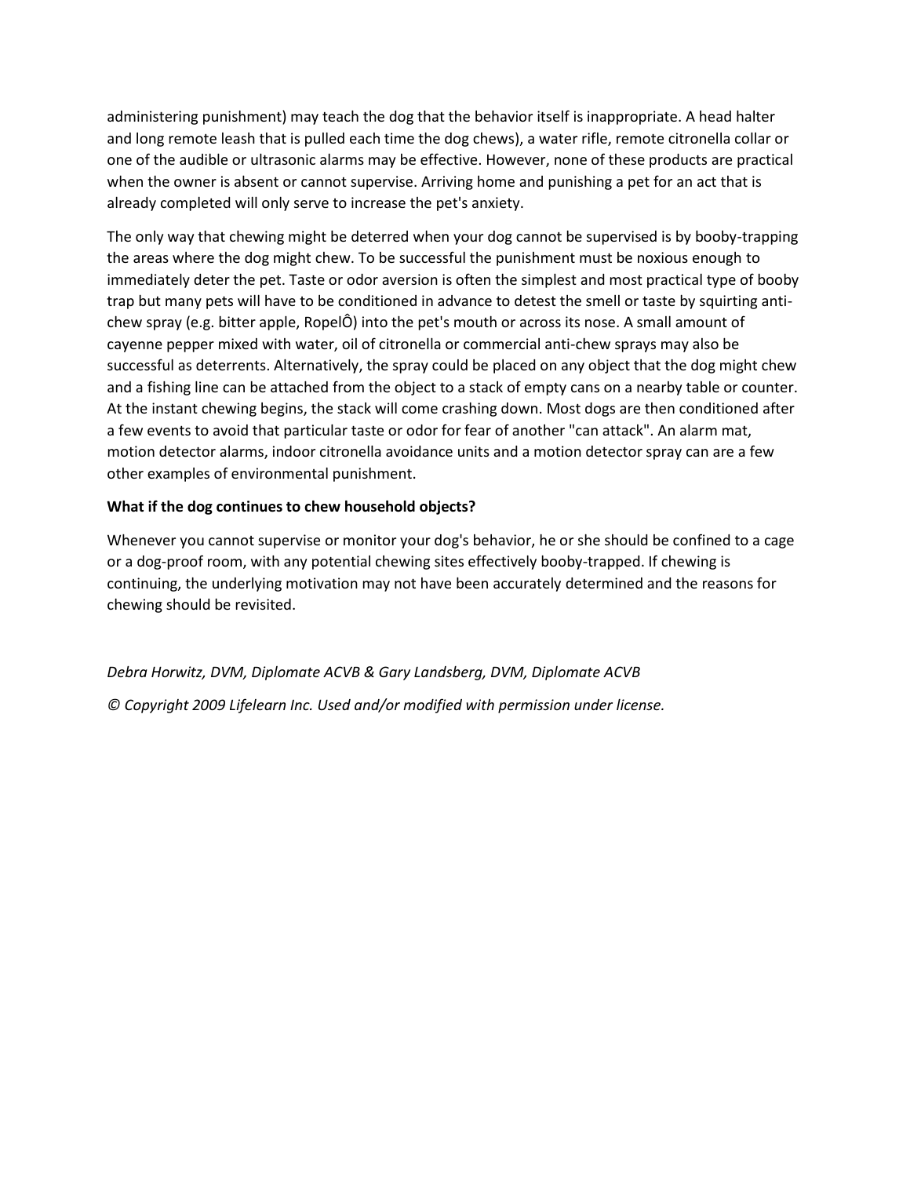administering punishment) may teach the dog that the behavior itself is inappropriate. A head halter and long remote leash that is pulled each time the dog chews), a water rifle, remote citronella collar or one of the audible or ultrasonic alarms may be effective. However, none of these products are practical when the owner is absent or cannot supervise. Arriving home and punishing a pet for an act that is already completed will only serve to increase the pet's anxiety.

The only way that chewing might be deterred when your dog cannot be supervised is by booby-trapping the areas where the dog might chew. To be successful the punishment must be noxious enough to immediately deter the pet. Taste or odor aversion is often the simplest and most practical type of booby trap but many pets will have to be conditioned in advance to detest the smell or taste by squirting anti-chew spray (e.g. bitter apple, RopelÔ) into the pet's mouth or across its nose. A small amount of cayenne pepper mixed with water, oil of citronella or commercial anti-chew sprays may also be successful as deterrents. Alternatively, the spray could be placed on any object that the dog might chew and a fishing line can be attached from the object to a stack of empty cans on a nearby table or counter. At the instant chewing begins, the stack will come crashing down. Most dogs are then conditioned after a few events to avoid that particular taste or odor for fear of another "can attack". An alarm mat, motion detector alarms, indoor citronella avoidance units and a motion detector spray can are a few other examples of environmental punishment.

**What if the dog continues to chew household objects?**

Whenever you cannot supervise or monitor your dog's behavior, he or she should be confined to a cage or a dog-proof room, with any potential chewing sites effectively booby-trapped. If chewing is continuing, the underlying motivation may not have been accurately determined and the reasons for chewing should be revisited.

*Debra Horwitz, DVM, Diplomate ACVB & Gary Landsberg, DVM, Diplomate ACVB*

*© Copyright 2009 Lifelearn Inc. Used and/or modified with permission under license.*